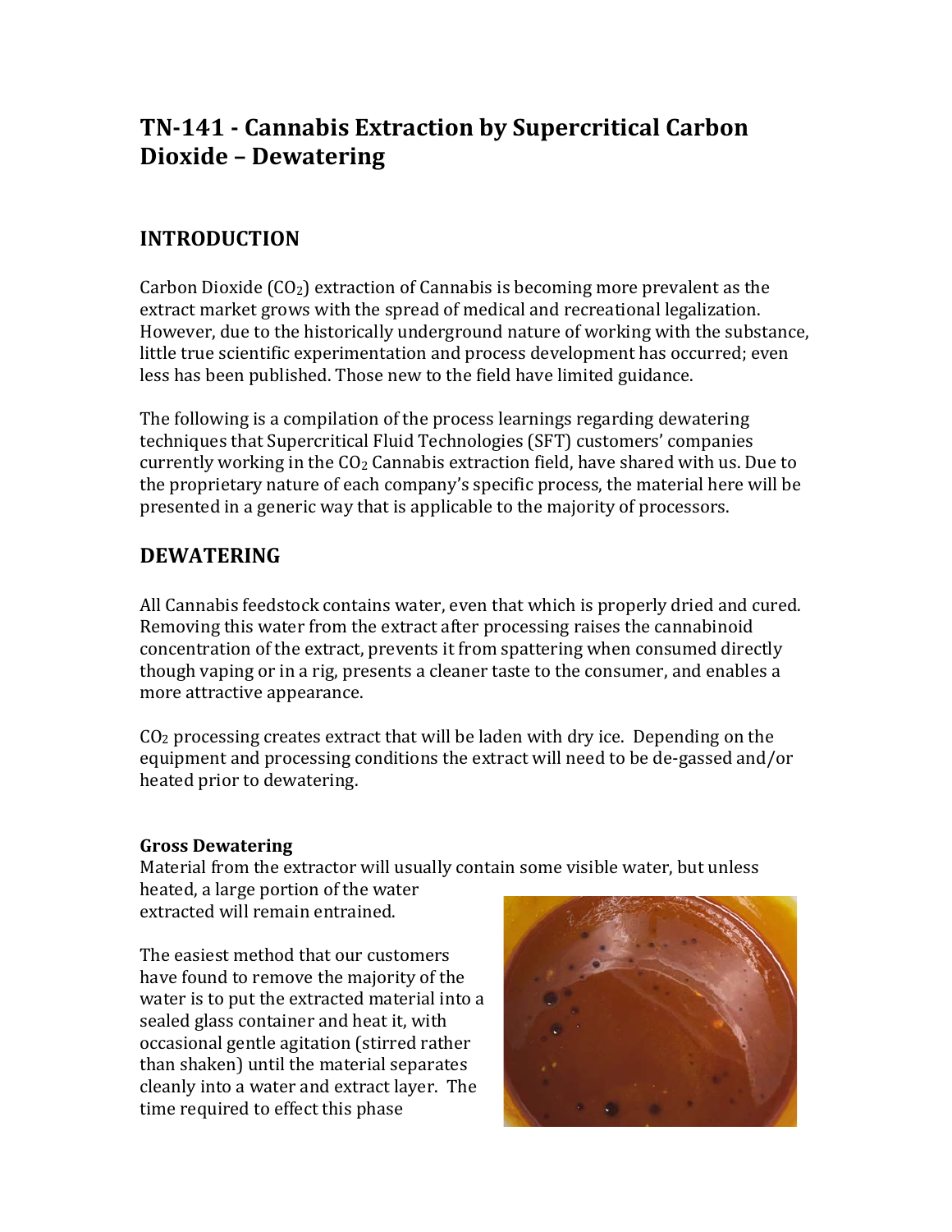# TN-141 - Cannabis Extraction by Supercritical Carbon Dioxide – Dewatering

## INTRODUCTION

Carbon Dioxide ($CO_2$) extraction of Cannabis is becoming more prevalent as the extract market grows with the spread of medical and recreational legalization. However, due to the historically underground nature of working with the substance, little true scientific experimentation and process development has occurred; even less has been published. Those new to the field have limited guidance.

The following is a compilation of the process learnings regarding dewatering techniques that Supercritical Fluid Technologies (SFT) customers' companies currently working in the $CO_2$ Cannabis extraction field, have shared with us. Due to the proprietary nature of each company's specific process, the material here will be presented in a generic way that is applicable to the majority of processors.

## DEWATERING

All Cannabis feedstock contains water, even that which is properly dried and cured. Removing this water from the extract after processing raises the cannabinoid concentration of the extract, prevents it from spattering when consumed directly though vaping or in a rig, presents a cleaner taste to the consumer, and enables a more attractive appearance.

$CO_2$ processing creates extract that will be laden with dry ice. Depending on the equipment and processing conditions the extract will need to be de-gassed and/or heated prior to dewatering.

**Gross Dewatering**

Material from the extractor will usually contain some visible water, but unless heated, a large portion of the water extracted will remain entrained.

The easiest method that our customers have found to remove the majority of the water is to put the extracted material into a sealed glass container and heat it, with occasional gentle agitation (stirred rather than shaken) until the material separates cleanly into a water and extract layer. The time required to effect this phase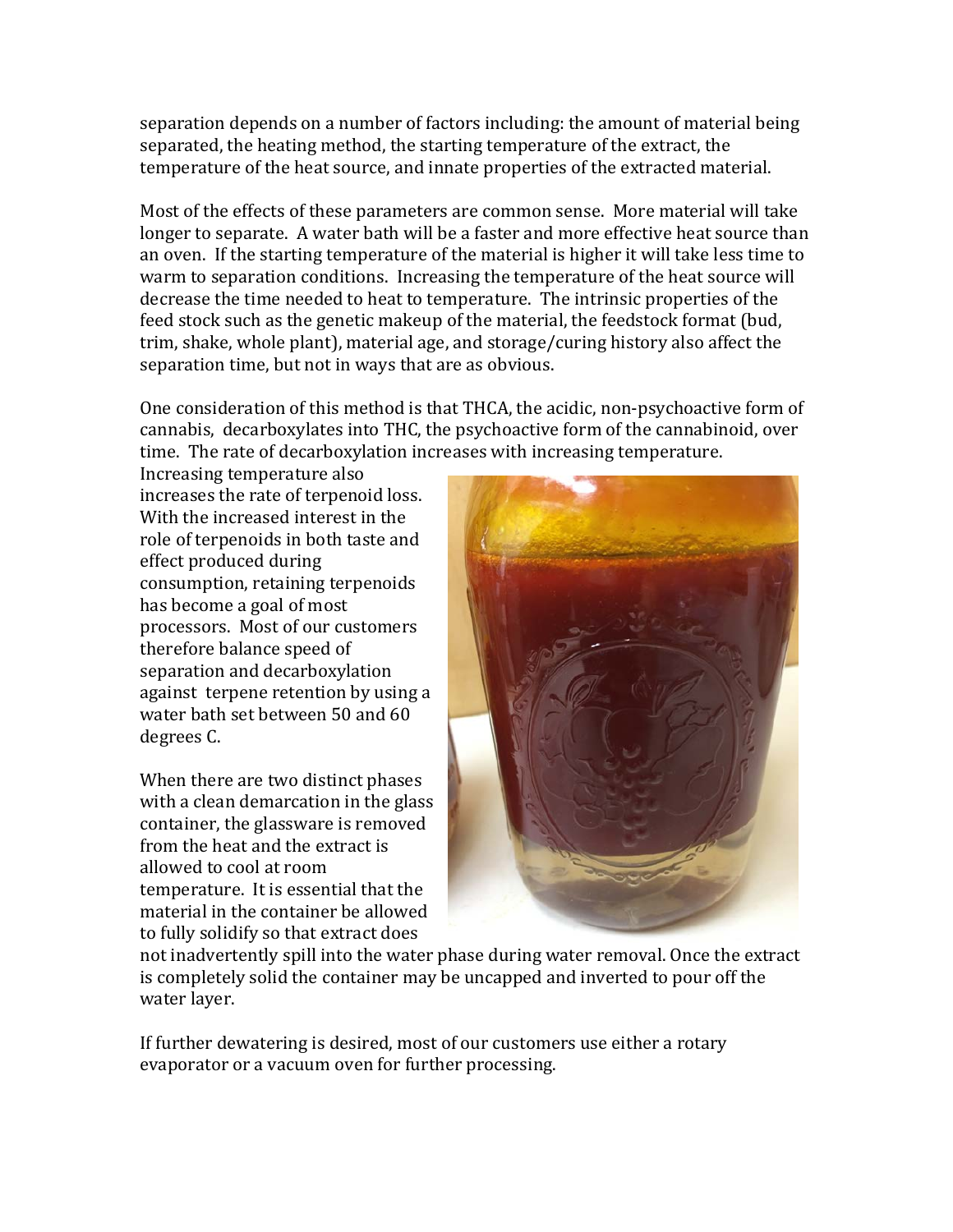separation depends on a number of factors including: the amount of material being separated, the heating method, the starting temperature of the extract, the temperature of the heat source, and innate properties of the extracted material.

Most of the effects of these parameters are common sense. More material will take longer to separate. A water bath will be a faster and more effective heat source than an oven. If the starting temperature of the material is higher it will take less time to warm to separation conditions. Increasing the temperature of the heat source will decrease the time needed to heat to temperature. The intrinsic properties of the feed stock such as the genetic makeup of the material, the feedstock format (bud, trim, shake, whole plant), material age, and storage/curing history also affect the separation time, but not in ways that are as obvious.

One consideration of this method is that THCA, the acidic, non-psychoactive form of cannabis, decarboxylates into THC, the psychoactive form of the cannabinoid, over time. The rate of decarboxylation increases with increasing temperature. Increasing temperature also increases the rate of terpenoid loss. With the increased interest in the role of terpenoids in both taste and effect produced during consumption, retaining terpenoids has become a goal of most processors. Most of our customers therefore balance speed of separation and decarboxylation against terpene retention by using a water bath set between 50 and 60 degrees C.

When there are two distinct phases with a clean demarcation in the glass container, the glassware is removed from the heat and the extract is allowed to cool at room temperature. It is essential that the material in the container be allowed to fully solidify so that extract does not inadvertently spill into the water phase during water removal. Once the extract is completely solid the container may be uncapped and inverted to pour off the water layer.

If further dewatering is desired, most of our customers use either a rotary evaporator or a vacuum oven for further processing.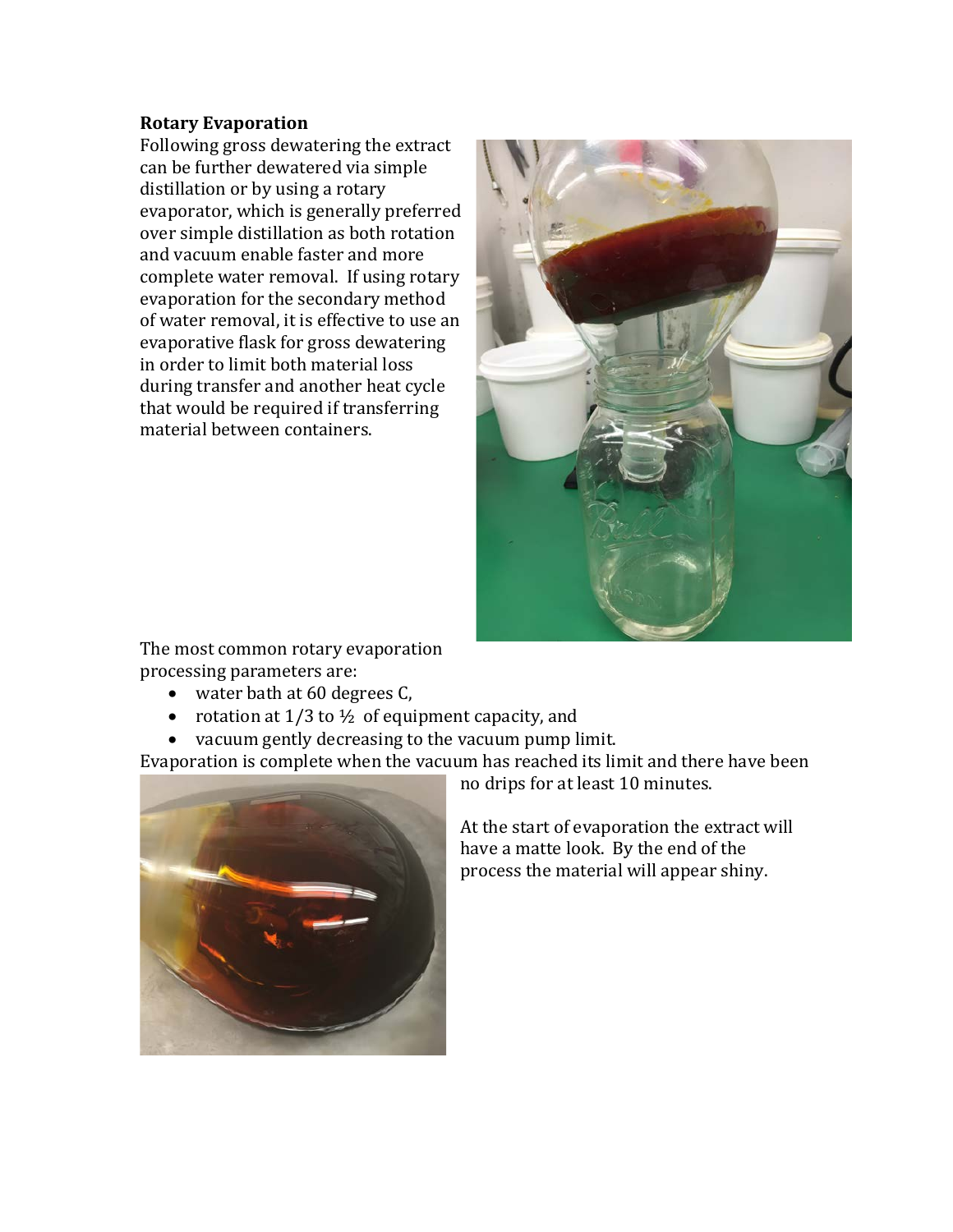**Rotary Evaporation**

Following gross dewatering the extract can be further dewatered via simple distillation or by using a rotary evaporator, which is generally preferred over simple distillation as both rotation and vacuum enable faster and more complete water removal. If using rotary evaporation for the secondary method of water removal, it is effective to use an evaporative flask for gross dewatering in order to limit both material loss during transfer and another heat cycle that would be required if transferring material between containers.

The most common rotary evaporation processing parameters are:

- water bath at 60 degrees C,
- rotation at 1/3 to ½ of equipment capacity, and
- vacuum gently decreasing to the vacuum pump limit.

Evaporation is complete when the vacuum has reached its limit and there have been no drips for at least 10 minutes.

At the start of evaporation the extract will have a matte look. By the end of the process the material will appear shiny.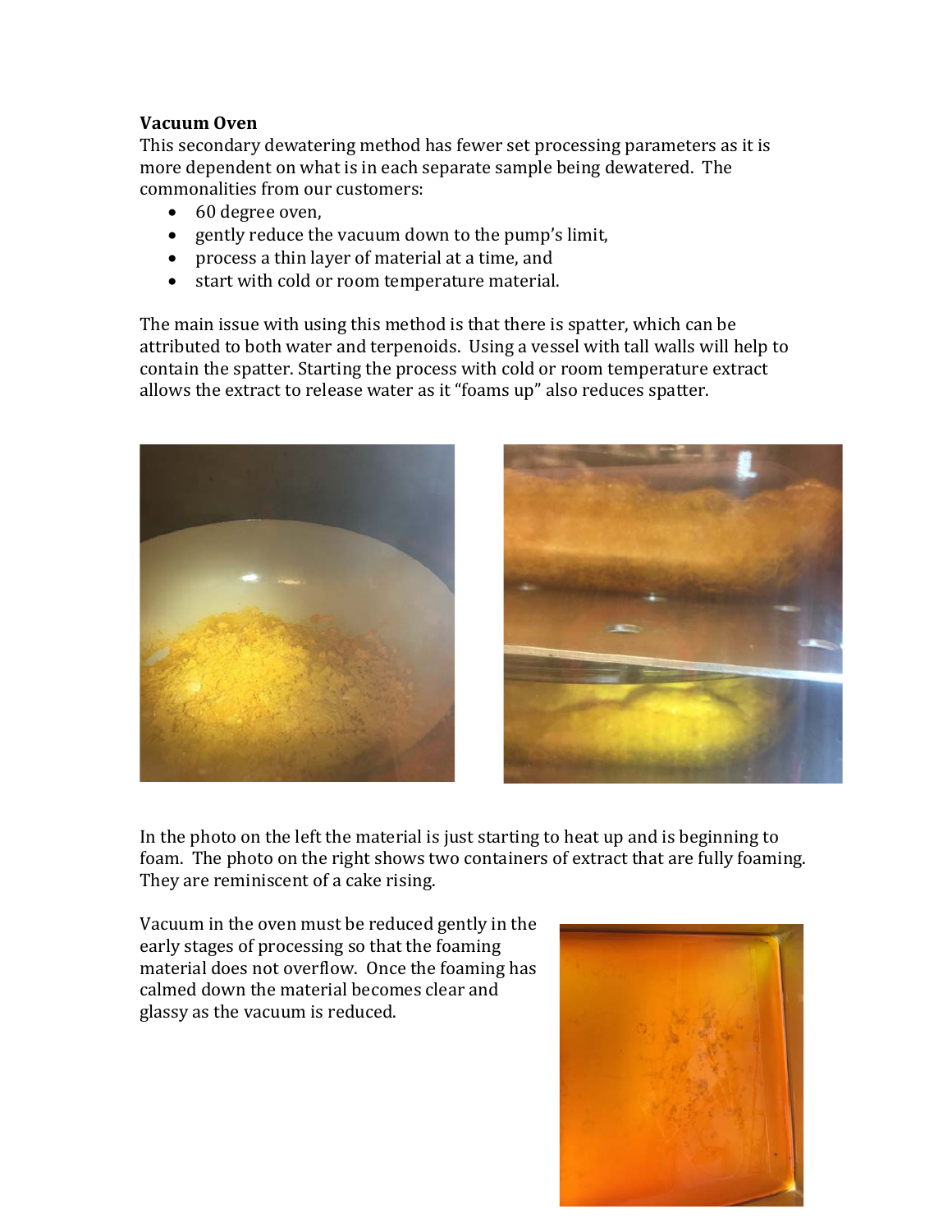**Vacuum Oven**

This secondary dewatering method has fewer set processing parameters as it is more dependent on what is in each separate sample being dewatered. The commonalities from our customers:

- 60 degree oven,
- gently reduce the vacuum down to the pump's limit,
- process a thin layer of material at a time, and
- start with cold or room temperature material.

The main issue with using this method is that there is spatter, which can be attributed to both water and terpenoids. Using a vessel with tall walls will help to contain the spatter. Starting the process with cold or room temperature extract allows the extract to release water as it "foams up" also reduces spatter.

In the photo on the left the material is just starting to heat up and is beginning to foam. The photo on the right shows two containers of extract that are fully foaming. They are reminiscent of a cake rising.

Vacuum in the oven must be reduced gently in the early stages of processing so that the foaming material does not overflow. Once the foaming has calmed down the material becomes clear and glassy as the vacuum is reduced.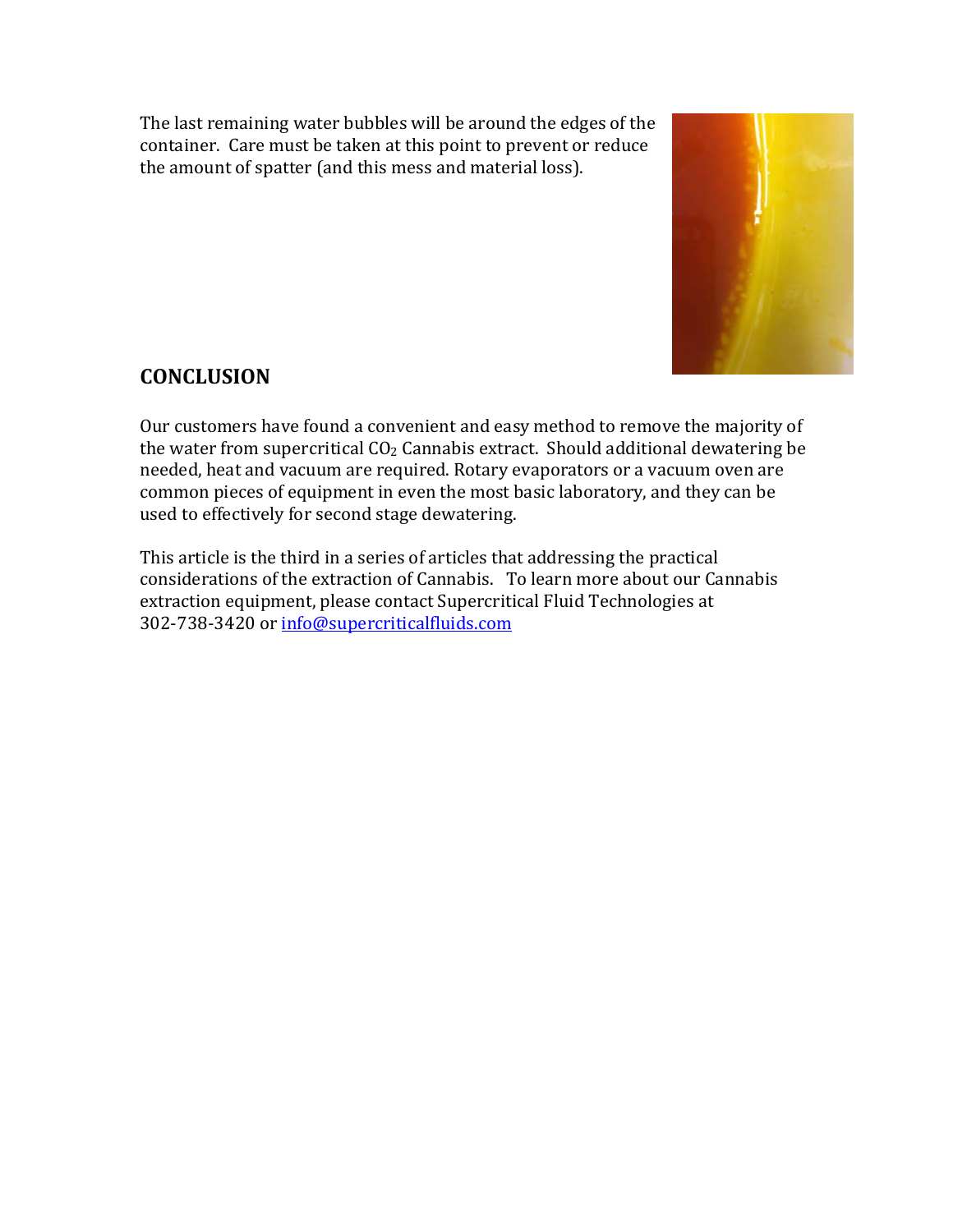The last remaining water bubbles will be around the edges of the container. Care must be taken at this point to prevent or reduce the amount of spatter (and this mess and material loss).

## CONCLUSION

Our customers have found a convenient and easy method to remove the majority of the water from supercritical $CO_2$ Cannabis extract. Should additional dewatering be needed, heat and vacuum are required. Rotary evaporators or a vacuum oven are common pieces of equipment in even the most basic laboratory, and they can be used to effectively for second stage dewatering.

This article is the third in a series of articles that addressing the practical considerations of the extraction of Cannabis. To learn more about our Cannabis extraction equipment, please contact Supercritical Fluid Technologies at 302-738-3420 or info@supercriticalfluids.com